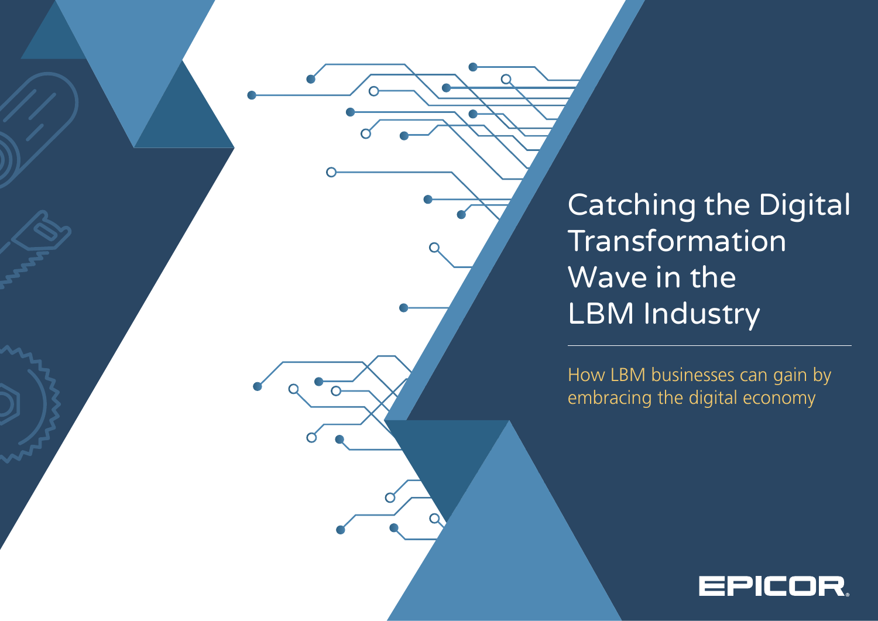# Catching the Digital Transformation Wave in the LBM Industry

How LBM businesses can gain by embracing the digital economy

EPICOR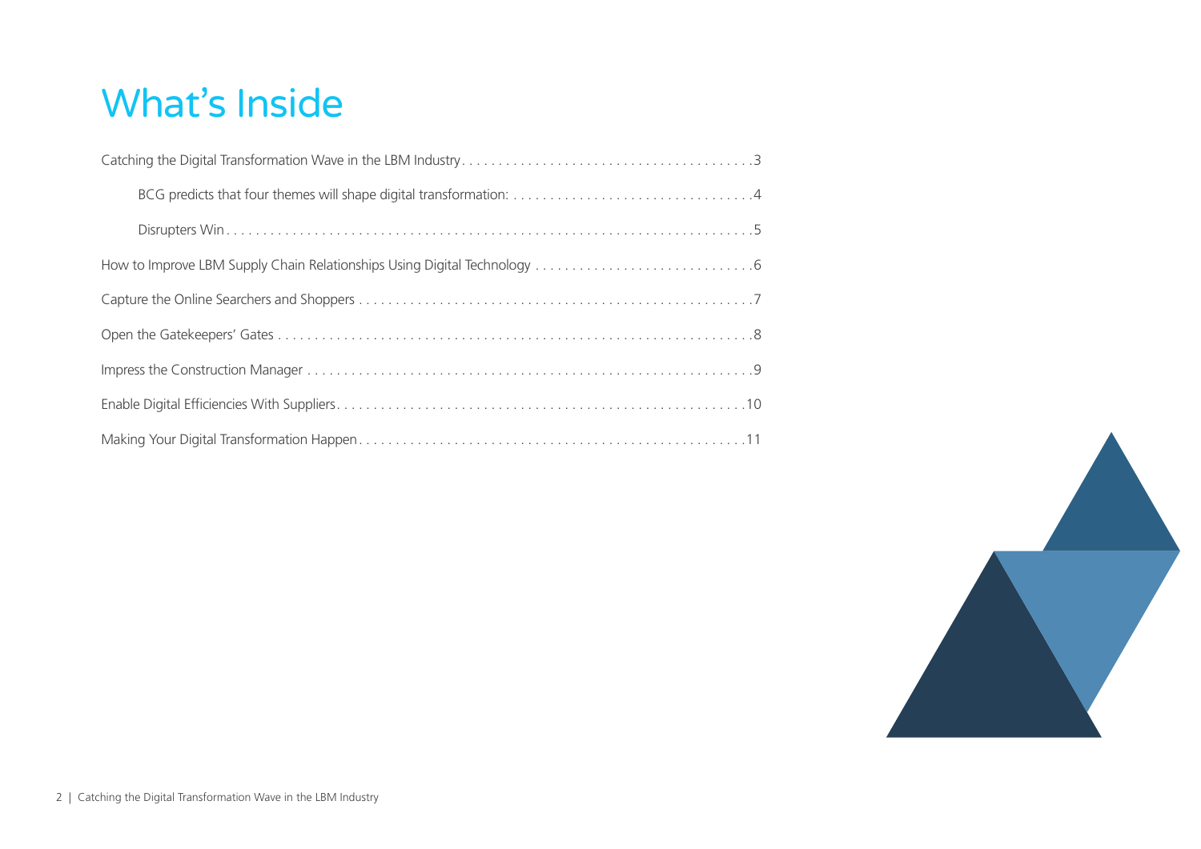# What's Inside

- Catching the Digital Transformation Wave in the LBM Industry . . . 3
  - BCG predicts that four themes will shape digital transformation: . . . 4
  - Disrupters Win . . . 5
- How to Improve LBM Supply Chain Relationships Using Digital Technology . . . 6
- Capture the Online Searchers and Shoppers . . . 7
- Open the Gatekeepers' Gates . . . 8
- Impress the Construction Manager . . . 9
- Enable Digital Efficiencies With Suppliers . . . 10
- Making Your Digital Transformation Happen . . . 11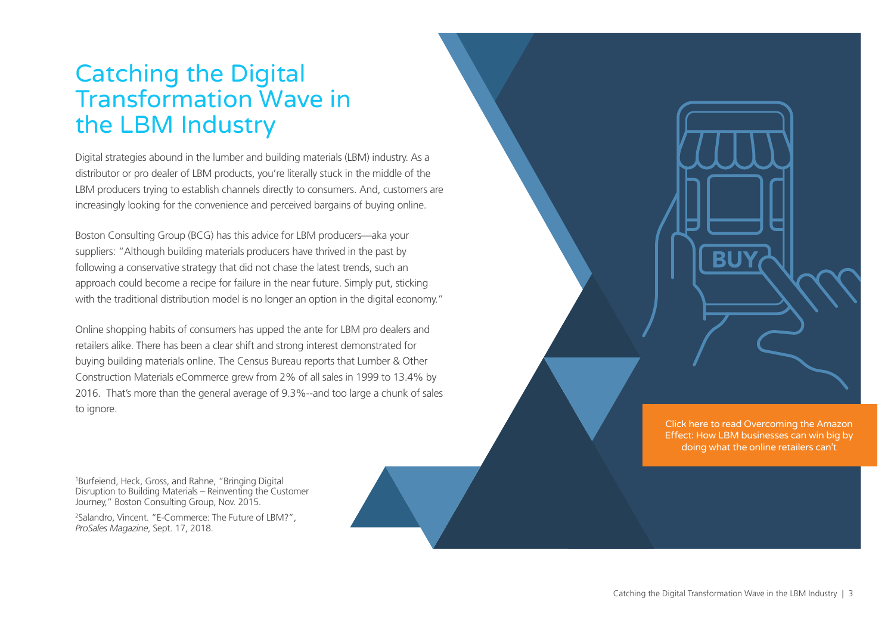# Catching the Digital Transformation Wave in the LBM Industry

Digital strategies abound in the lumber and building materials (LBM) industry. As a distributor or pro dealer of LBM products, you're literally stuck in the middle of the LBM producers trying to establish channels directly to consumers. And, customers are increasingly looking for the convenience and perceived bargains of buying online.

Boston Consulting Group (BCG) has this advice for LBM producers—aka your suppliers: "Although building materials producers have thrived in the past by following a conservative strategy that did not chase the latest trends, such an approach could become a recipe for failure in the near future. Simply put, sticking with the traditional distribution model is no longer an option in the digital economy."

Online shopping habits of consumers has upped the ante for LBM pro dealers and retailers alike. There has been a clear shift and strong interest demonstrated for buying building materials online. The Census Bureau reports that Lumber & Other Construction Materials eCommerce grew from 2% of all sales in 1999 to 13.4% by 2016. That's more than the general average of 9.3%--and too large a chunk of sales to ignore.

Click here to read Overcoming the Amazon Effect: How LBM businesses can win big by doing what the online retailers can't

[1]Burfeiend, Heck, Gross, and Rahne, "Bringing Digital Disruption to Building Materials – Reinventing the Customer Journey," Boston Consulting Group, Nov. 2015.

[2]Salandro, Vincent. "E-Commerce: The Future of LBM?", *ProSales Magazine*, Sept. 17, 2018.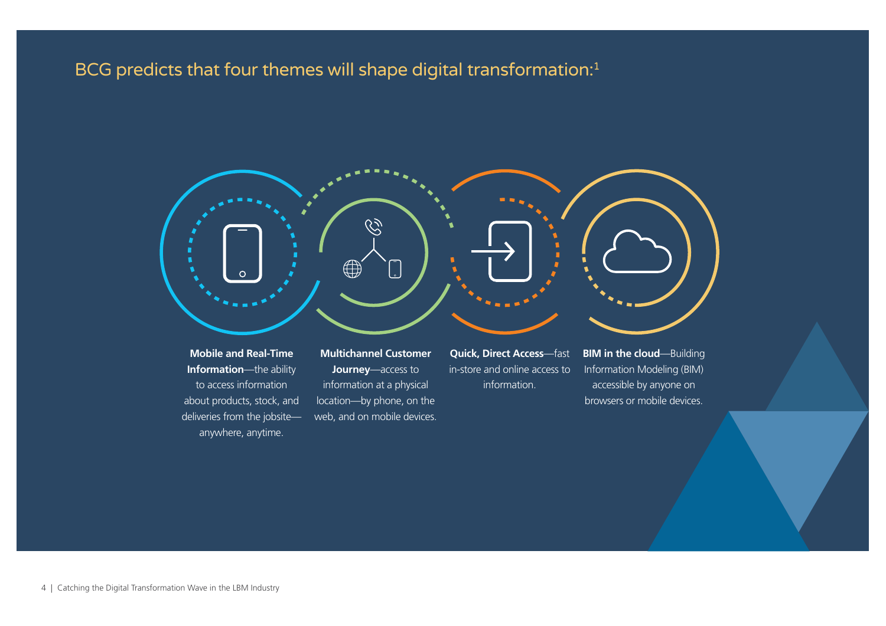## BCG predicts that four themes will shape digital transformation:[1]

**Mobile and Real-Time Information**—the ability to access information about products, stock, and deliveries from the jobsite—anywhere, anytime.

**Multichannel Customer Journey**—access to information at a physical location—by phone, on the web, and on mobile devices.

**Quick, Direct Access**—fast in-store and online access to information.

**BIM in the cloud**—Building Information Modeling (BIM) accessible by anyone on browsers or mobile devices.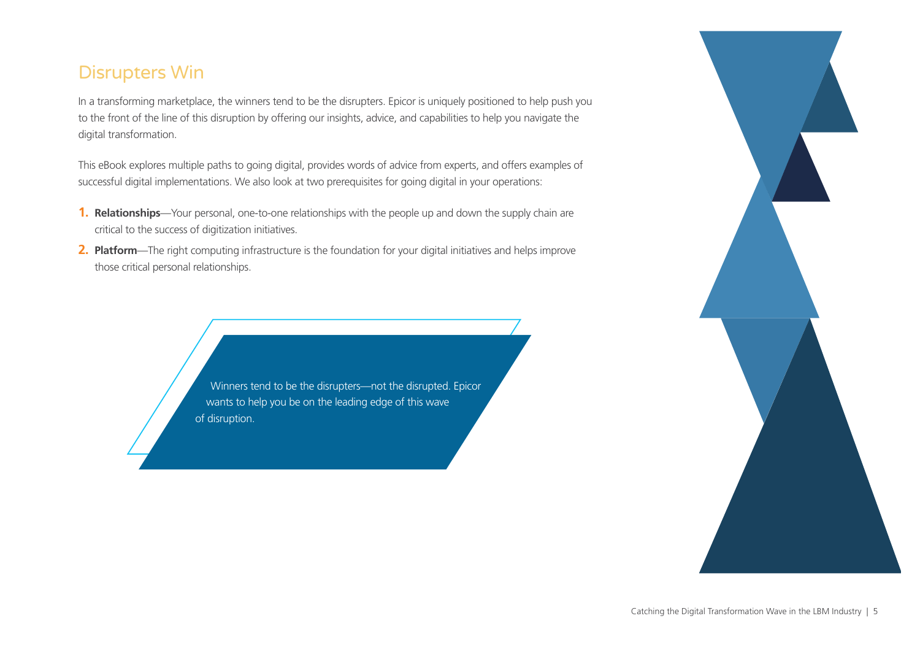## Disrupters Win

In a transforming marketplace, the winners tend to be the disrupters. Epicor is uniquely positioned to help push you to the front of the line of this disruption by offering our insights, advice, and capabilities to help you navigate the digital transformation.

This eBook explores multiple paths to going digital, provides words of advice from experts, and offers examples of successful digital implementations. We also look at two prerequisites for going digital in your operations:

1. **Relationships**—Your personal, one-to-one relationships with the people up and down the supply chain are critical to the success of digitization initiatives.
2. **Platform**—The right computing infrastructure is the foundation for your digital initiatives and helps improve those critical personal relationships.

> Winners tend to be the disrupters—not the disrupted. Epicor wants to help you be on the leading edge of this wave of disruption.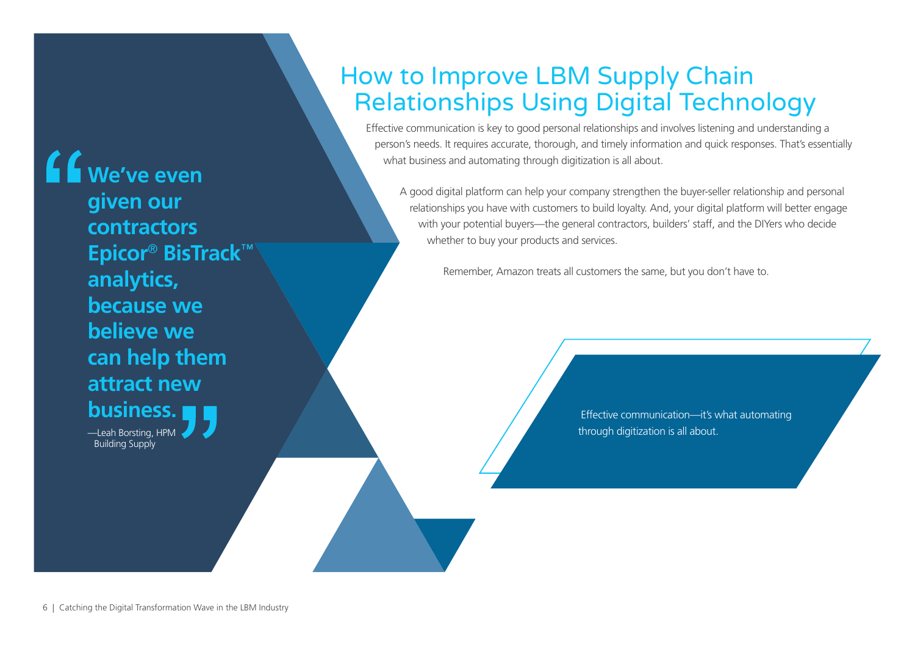> **We've even given our contractors Epicor® BisTrack™ analytics, because we believe we can help them attract new business.**
>
> —Leah Borsting, HPM Building Supply

# How to Improve LBM Supply Chain Relationships Using Digital Technology

Effective communication is key to good personal relationships and involves listening and understanding a person's needs. It requires accurate, thorough, and timely information and quick responses. That's essentially what business and automating through digitization is all about.

A good digital platform can help your company strengthen the buyer-seller relationship and personal relationships you have with customers to build loyalty. And, your digital platform will better engage with your potential buyers—the general contractors, builders' staff, and the DIYers who decide whether to buy your products and services.

Remember, Amazon treats all customers the same, but you don't have to.

> Effective communication—it's what automating through digitization is all about.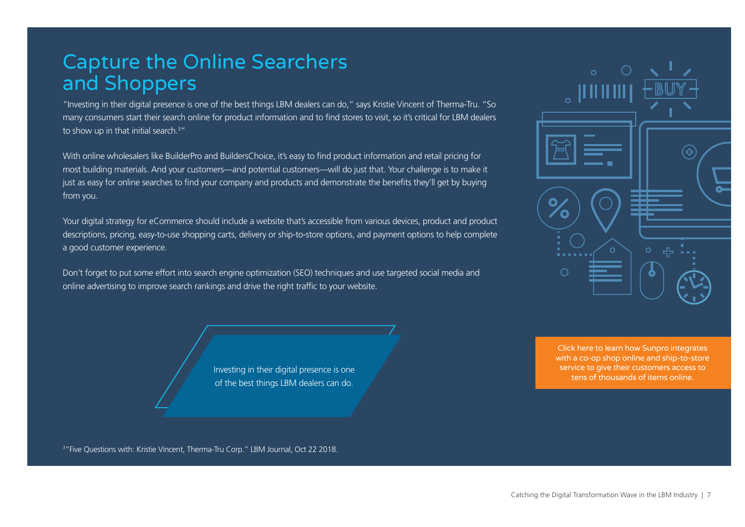# Capture the Online Searchers and Shoppers

"Investing in their digital presence is one of the best things LBM dealers can do," says Kristie Vincent of Therma-Tru. "So many consumers start their search online for product information and to find stores to visit, so it's critical for LBM dealers to show up in that initial search.[3]"

With online wholesalers like BuilderPro and BuildersChoice, it's easy to find product information and retail pricing for most building materials. And your customers—and potential customers—will do just that. Your challenge is to make it just as easy for online searches to find your company and products and demonstrate the benefits they'll get by buying from you.

Your digital strategy for eCommerce should include a website that's accessible from various devices, product and product descriptions, pricing, easy-to-use shopping carts, delivery or ship-to-store options, and payment options to help complete a good customer experience.

Don't forget to put some effort into search engine optimization (SEO) techniques and use targeted social media and online advertising to improve search rankings and drive the right traffic to your website.

> Investing in their digital presence is one of the best things LBM dealers can do.

Click here to learn how Sunpro integrates with a co-op shop online and ship-to-store service to give their customers access to tens of thousands of items online.

[3] "Five Questions with: Kristie Vincent, Therma-Tru Corp." LBM Journal, Oct 22 2018.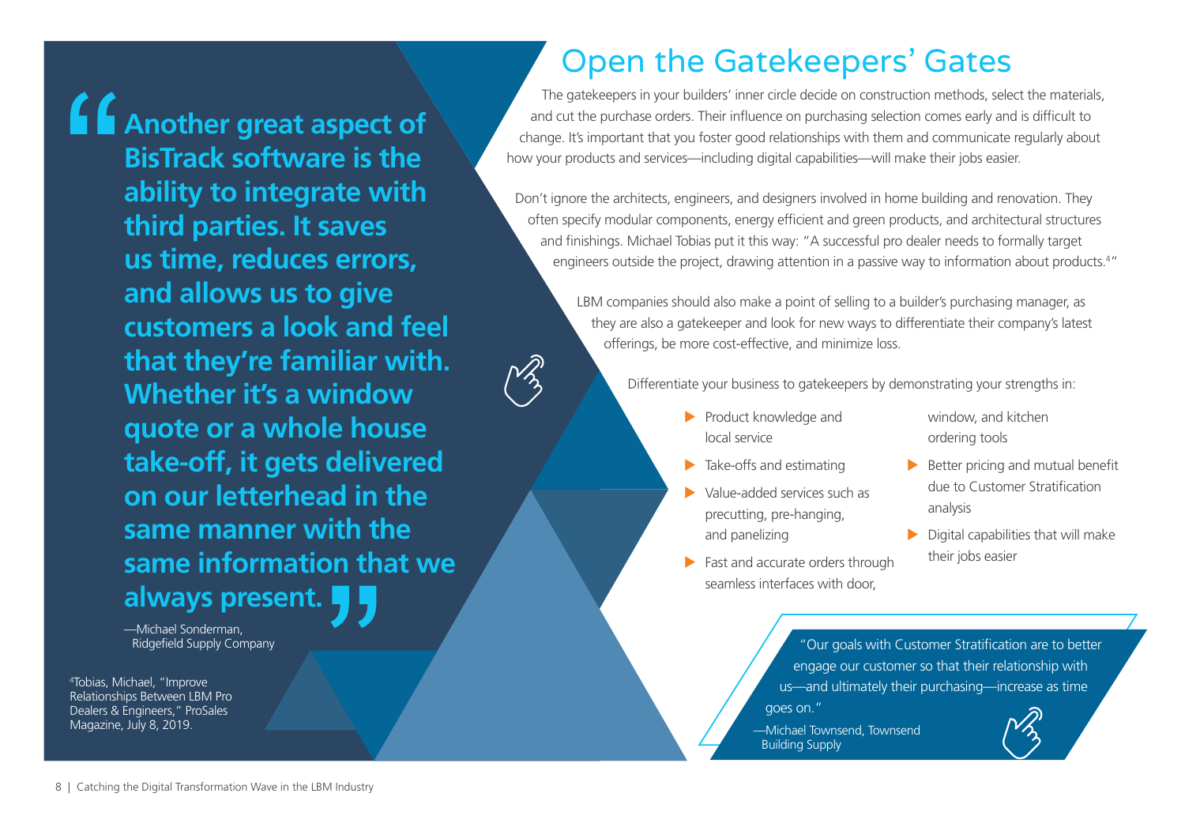> **Another great aspect of BisTrack software is the ability to integrate with third parties. It saves us time, reduces errors, and allows us to give customers a look and feel that they're familiar with. Whether it's a window quote or a whole house take-off, it gets delivered on our letterhead in the same manner with the same information that we always present.**
>
> —Michael Sonderman, Ridgefield Supply Company

[4] Tobias, Michael, "Improve Relationships Between LBM Pro Dealers & Engineers," ProSales Magazine, July 8, 2019.

# Open the Gatekeepers' Gates

The gatekeepers in your builders' inner circle decide on construction methods, select the materials, and cut the purchase orders. Their influence on purchasing selection comes early and is difficult to change. It's important that you foster good relationships with them and communicate regularly about how your products and services—including digital capabilities—will make their jobs easier.

Don't ignore the architects, engineers, and designers involved in home building and renovation. They often specify modular components, energy efficient and green products, and architectural structures and finishings. Michael Tobias put it this way: "A successful pro dealer needs to formally target engineers outside the project, drawing attention in a passive way to information about products.[4]"

LBM companies should also make a point of selling to a builder's purchasing manager, as they are also a gatekeeper and look for new ways to differentiate their company's latest offerings, be more cost-effective, and minimize loss.

Differentiate your business to gatekeepers by demonstrating your strengths in:

- Product knowledge and local service
- Take-offs and estimating
- Value-added services such as precutting, pre-hanging, and panelizing
- Fast and accurate orders through seamless interfaces with door, window, and kitchen ordering tools
- Better pricing and mutual benefit due to Customer Stratification analysis
- Digital capabilities that will make their jobs easier

> "Our goals with Customer Stratification are to better engage our customer so that their relationship with us—and ultimately their purchasing—increase as time goes on."
>
> —Michael Townsend, Townsend Building Supply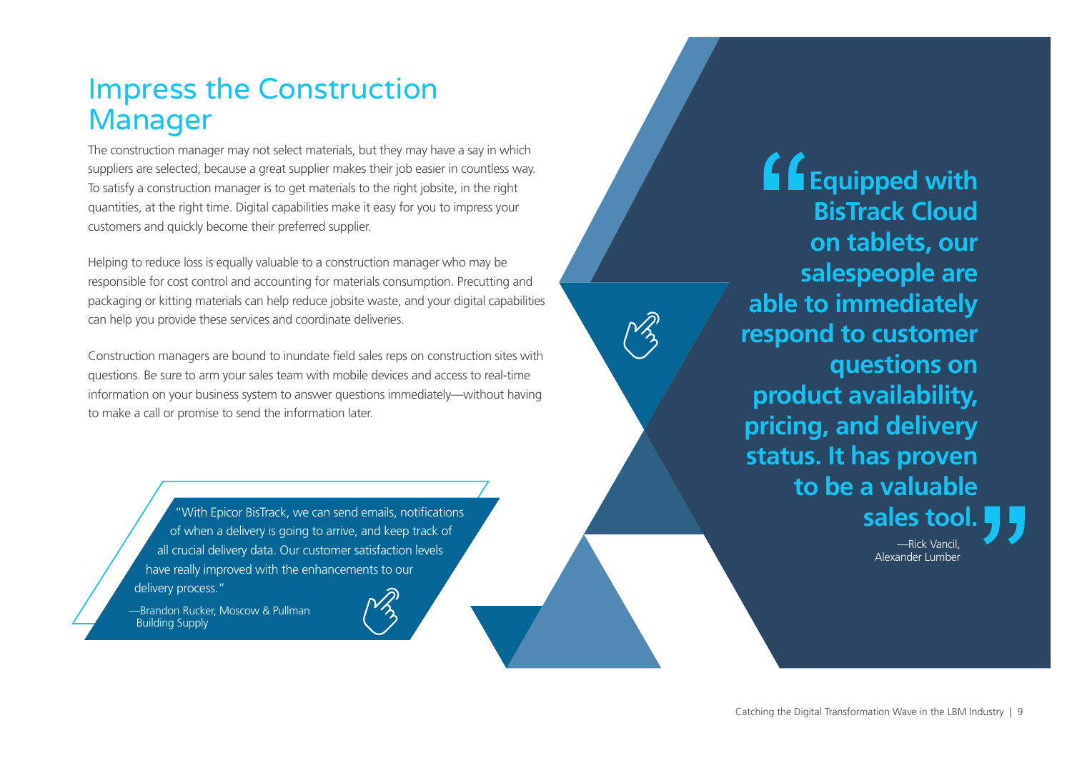# Impress the Construction Manager

The construction manager may not select materials, but they may have a say in which suppliers are selected, because a great supplier makes their job easier in countless way. To satisfy a construction manager is to get materials to the right jobsite, in the right quantities, at the right time. Digital capabilities make it easy for you to impress your customers and quickly become their preferred supplier.

Helping to reduce loss is equally valuable to a construction manager who may be responsible for cost control and accounting for materials consumption. Precutting and packaging or kitting materials can help reduce jobsite waste, and your digital capabilities can help you provide these services and coordinate deliveries.

Construction managers are bound to inundate field sales reps on construction sites with questions. Be sure to arm your sales team with mobile devices and access to real-time information on your business system to answer questions immediately—without having to make a call or promise to send the information later.

> "With Epicor BisTrack, we can send emails, notifications of when a delivery is going to arrive, and keep track of all crucial delivery data. Our customer satisfaction levels have really improved with the enhancements to our delivery process."
>
> —Brandon Rucker, Moscow & Pullman Building Supply

> **"Equipped with BisTrack Cloud on tablets, our salespeople are able to immediately respond to customer questions on product availability, pricing, and delivery status. It has proven to be a valuable sales tool."**
>
> —Rick Vancil, Alexander Lumber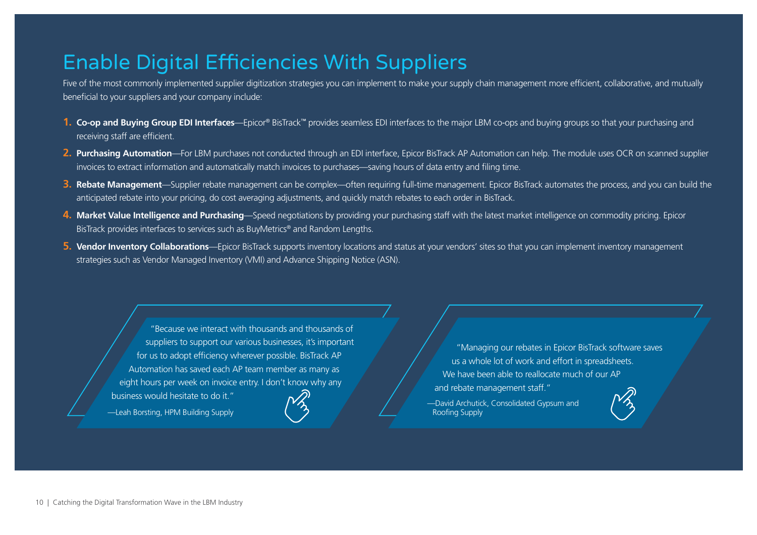# Enable Digital Efficiencies With Suppliers

Five of the most commonly implemented supplier digitization strategies you can implement to make your supply chain management more efficient, collaborative, and mutually beneficial to your suppliers and your company include:

1. **Co-op and Buying Group EDI Interfaces**—Epicor® BisTrack™ provides seamless EDI interfaces to the major LBM co-ops and buying groups so that your purchasing and receiving staff are efficient.
2. **Purchasing Automation**—For LBM purchases not conducted through an EDI interface, Epicor BisTrack AP Automation can help. The module uses OCR on scanned supplier invoices to extract information and automatically match invoices to purchases—saving hours of data entry and filing time.
3. **Rebate Management**—Supplier rebate management can be complex—often requiring full-time management. Epicor BisTrack automates the process, and you can build the anticipated rebate into your pricing, do cost averaging adjustments, and quickly match rebates to each order in BisTrack.
4. **Market Value Intelligence and Purchasing**—Speed negotiations by providing your purchasing staff with the latest market intelligence on commodity pricing. Epicor BisTrack provides interfaces to services such as BuyMetrics® and Random Lengths.
5. **Vendor Inventory Collaborations**—Epicor BisTrack supports inventory locations and status at your vendors' sites so that you can implement inventory management strategies such as Vendor Managed Inventory (VMI) and Advance Shipping Notice (ASN).

"Because we interact with thousands and thousands of suppliers to support our various businesses, it's important for us to adopt efficiency wherever possible. BisTrack AP Automation has saved each AP team member as many as eight hours per week on invoice entry. I don't know why any business would hesitate to do it."

—Leah Borsting, HPM Building Supply

"Managing our rebates in Epicor BisTrack software saves us a whole lot of work and effort in spreadsheets. We have been able to reallocate much of our AP and rebate management staff."

—David Archutick, Consolidated Gypsum and Roofing Supply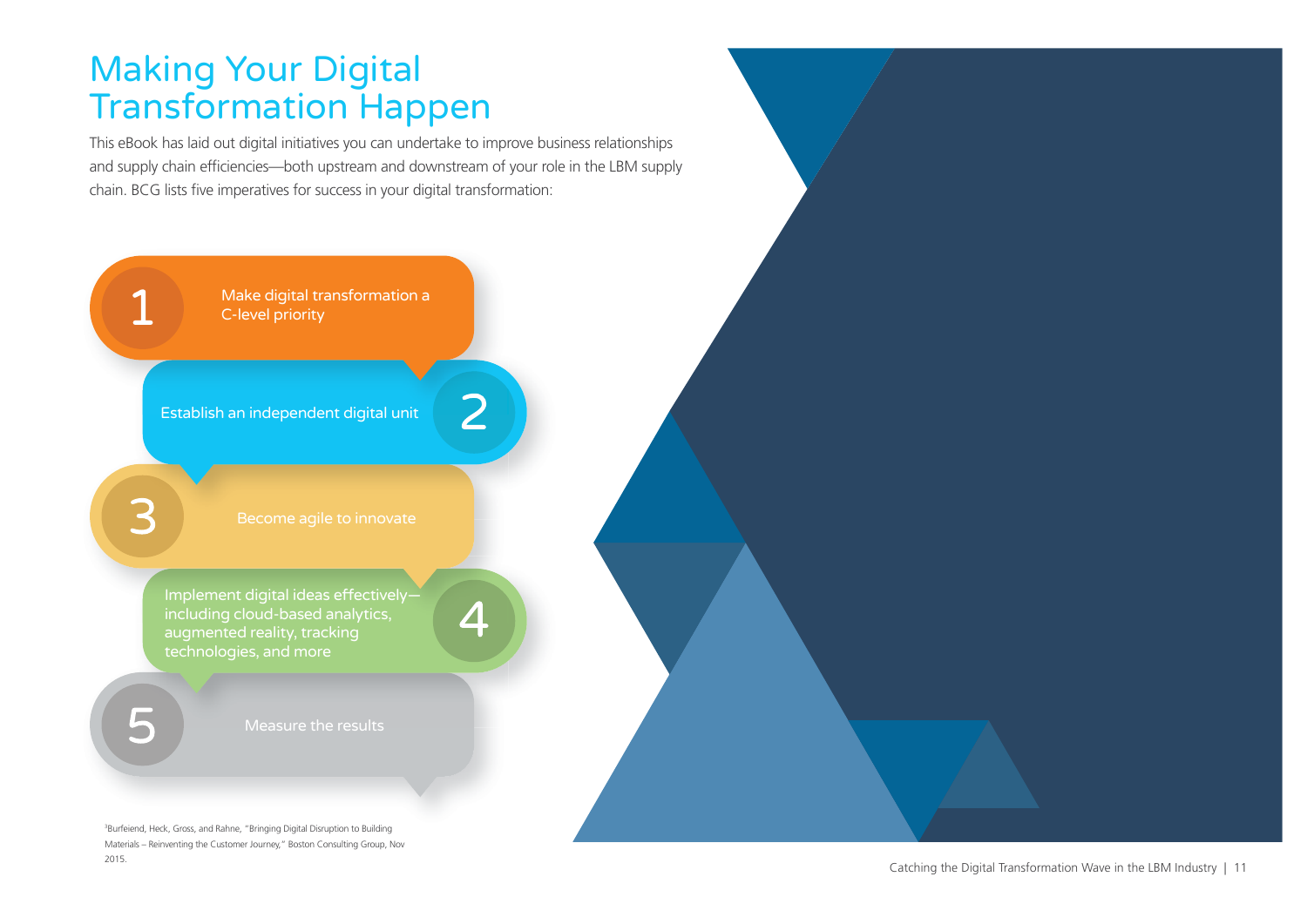# Making Your Digital Transformation Happen

This eBook has laid out digital initiatives you can undertake to improve business relationships and supply chain efficiencies—both upstream and downstream of your role in the LBM supply chain. BCG lists five imperatives for success in your digital transformation:

1. Make digital transformation a C-level priority
2. Establish an independent digital unit
3. Become agile to innovate
4. Implement digital ideas effectively—including cloud-based analytics, augmented reality, tracking technologies, and more
5. Measure the results

[3]Burfeiend, Heck, Gross, and Rahne, "Bringing Digital Disruption to Building Materials – Reinventing the Customer Journey," Boston Consulting Group, Nov 2015.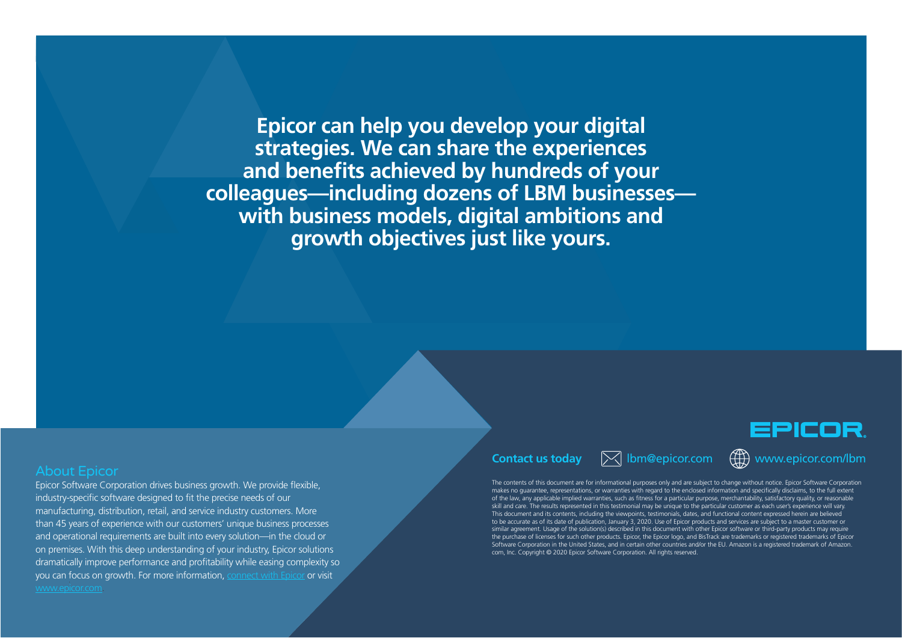**Epicor can help you develop your digital strategies. We can share the experiences and benefits achieved by hundreds of your colleagues—including dozens of LBM businesses—with business models, digital ambitions and growth objectives just like yours.**

EPICOR

**Contact us today** lbm@epicor.com www.epicor.com/lbm

## About Epicor

Epicor Software Corporation drives business growth. We provide flexible, industry-specific software designed to fit the precise needs of our manufacturing, distribution, retail, and service industry customers. More than 45 years of experience with our customers' unique business processes and operational requirements are built into every solution—in the cloud or on premises. With this deep understanding of your industry, Epicor solutions dramatically improve performance and profitability while easing complexity so you can focus on growth. For more information, connect with Epicor or visit www.epicor.com.

The contents of this document are for informational purposes only and are subject to change without notice. Epicor Software Corporation makes no guarantee, representations, or warranties with regard to the enclosed information and specifically disclaims, to the full extent of the law, any applicable implied warranties, such as fitness for a particular purpose, merchantability, satisfactory quality, or reasonable skill and care. The results represented in this testimonial may be unique to the particular customer as each user's experience will vary. This document and its contents, including the viewpoints, testimonials, dates, and functional content expressed herein are believed to be accurate as of its date of publication, January 3, 2020. Use of Epicor products and services are subject to a master customer or similar agreement. Usage of the solution(s) described in this document with other Epicor software or third-party products may require the purchase of licenses for such other products. Epicor, the Epicor logo, and BisTrack are trademarks or registered trademarks of Epicor Software Corporation in the United States, and in certain other countries and/or the EU. Amazon is a registered trademark of Amazon.com, Inc. Copyright © 2020 Epicor Software Corporation. All rights reserved.